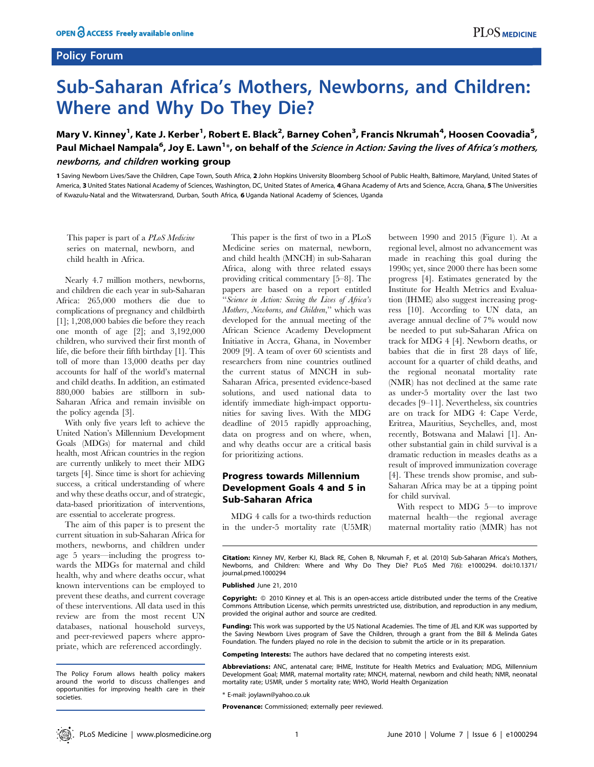Policy Forum

# Sub-Saharan Africa's Mothers, Newborns, and Children: Where and Why Do They Die?

**Mary V. Kinney[1], Kate J. Kerber[1], Robert E. Black[2], Barney Cohen[3], Francis Nkrumah[4], Hoosen Coovadia[5], Paul Michael Nampala[6], Joy E. Lawn[1]*, on behalf of the *Science in Action: Saving the lives of Africa's mothers, newborns, and children* working group**

1 Saving Newborn Lives/Save the Children, Cape Town, South Africa, 2 John Hopkins University Bloomberg School of Public Health, Baltimore, Maryland, United States of America, 3 United States National Academy of Sciences, Washington, DC, United States of America, 4 Ghana Academy of Arts and Science, Accra, Ghana, 5 The Universities of Kwazulu-Natal and the Witwatersrand, Durban, South Africa, 6 Uganda National Academy of Sciences, Uganda

This paper is part of a *PLoS Medicine* series on maternal, newborn, and child health in Africa.

Nearly 4.7 million mothers, newborns, and children die each year in sub-Saharan Africa: 265,000 mothers die due to complications of pregnancy and childbirth [1]; 1,208,000 babies die before they reach one month of age [2]; and 3,192,000 children, who survived their first month of life, die before their fifth birthday [1]. This toll of more than 13,000 deaths per day accounts for half of the world's maternal and child deaths. In addition, an estimated 880,000 babies are stillborn in sub-Saharan Africa and remain invisible on the policy agenda [3].

With only five years left to achieve the United Nation's Millennium Development Goals (MDGs) for maternal and child health, most African countries in the region are currently unlikely to meet their MDG targets [4]. Since time is short for achieving success, a critical understanding of where and why these deaths occur, and of strategic, data-based prioritization of interventions, are essential to accelerate progress.

The aim of this paper is to present the current situation in sub-Saharan Africa for mothers, newborns, and children under age 5 years—including the progress towards the MDGs for maternal and child health, why and where deaths occur, what known interventions can be employed to prevent these deaths, and current coverage of these interventions. All data used in this review are from the most recent UN databases, national household surveys, and peer-reviewed papers where appropriate, which are referenced accordingly.

This paper is the first of two in a PLoS Medicine series on maternal, newborn, and child health (MNCH) in sub-Saharan Africa, along with three related essays providing critical commentary [5–8]. The papers are based on a report entitled "*Science in Action: Saving the Lives of Africa's Mothers, Newborns, and Children*," which was developed for the annual meeting of the African Science Academy Development Initiative in Accra, Ghana, in November 2009 [9]. A team of over 60 scientists and researchers from nine countries outlined the current status of MNCH in sub-Saharan Africa, presented evidence-based solutions, and used national data to identify immediate high-impact opportunities for saving lives. With the MDG deadline of 2015 rapidly approaching, data on progress and on where, when, and why deaths occur are a critical basis for prioritizing actions.

## Progress towards Millennium Development Goals 4 and 5 in Sub-Saharan Africa

MDG 4 calls for a two-thirds reduction in the under-5 mortality rate (U5MR) between 1990 and 2015 (Figure 1). At a regional level, almost no advancement was made in reaching this goal during the 1990s; yet, since 2000 there has been some progress [4]. Estimates generated by the Institute for Health Metrics and Evaluation (IHME) also suggest increasing progress [10]. According to UN data, an average annual decline of 7% would now be needed to put sub-Saharan Africa on track for MDG 4 [4]. Newborn deaths, or babies that die in first 28 days of life, account for a quarter of child deaths, and the regional neonatal mortality rate (NMR) has not declined at the same rate as under-5 mortality over the last two decades [9–11]. Nevertheless, six countries are on track for MDG 4: Cape Verde, Eritrea, Mauritius, Seychelles, and, most recently, Botswana and Malawi [1]. Another substantial gain in child survival is a dramatic reduction in measles deaths as a result of improved immunization coverage [4]. These trends show promise, and sub-Saharan Africa may be at a tipping point for child survival.

With respect to MDG 5—to improve maternal health—the regional average maternal mortality ratio (MMR) has not

The Policy Forum allows health policy makers around the world to discuss challenges and opportunities for improving health care in their societies.

**Citation:** Kinney MV, Kerber KJ, Black RE, Cohen B, Nkrumah F, et al. (2010) Sub-Saharan Africa's Mothers, Newborns, and Children: Where and Why Do They Die? PLoS Med 7(6): e1000294. doi:10.1371/journal.pmed.1000294

**Published** June 21, 2010

**Copyright:** © 2010 Kinney et al. This is an open-access article distributed under the terms of the Creative Commons Attribution License, which permits unrestricted use, distribution, and reproduction in any medium, provided the original author and source are credited.

**Funding:** This work was supported by the US National Academies. The time of JEL and KJK was supported by the Saving Newborn Lives program of Save the Children, through a grant from the Bill & Melinda Gates Foundation. The funders played no role in the decision to submit the article or in its preparation.

**Competing Interests:** The authors have declared that no competing interests exist.

**Abbreviations:** ANC, antenatal care; IHME, Institute for Health Metrics and Evaluation; MDG, Millennium Development Goal; MMR, maternal mortality rate; MNCH, maternal, newborn and child heath; NMR, neonatal mortality rate; U5MR, under 5 mortality rate; WHO, World Health Organization

\* E-mail: joylawn@yahoo.co.uk

**Provenance:** Commissioned; externally peer reviewed.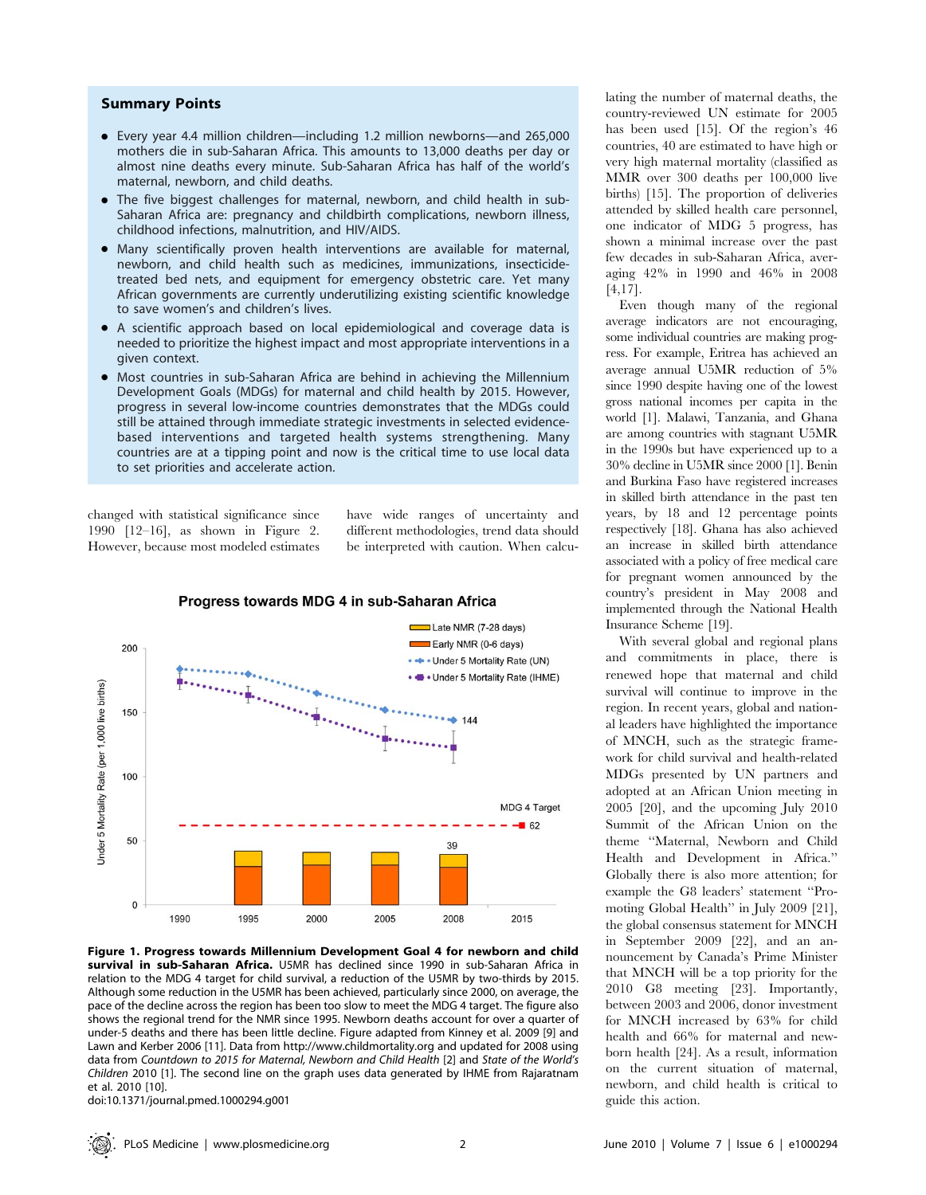## Summary Points

- Every year 4.4 million children—including 1.2 million newborns—and 265,000 mothers die in sub-Saharan Africa. This amounts to 13,000 deaths per day or almost nine deaths every minute. Sub-Saharan Africa has half of the world's maternal, newborn, and child deaths.
- The five biggest challenges for maternal, newborn, and child health in sub-Saharan Africa are: pregnancy and childbirth complications, newborn illness, childhood infections, malnutrition, and HIV/AIDS.
- Many scientifically proven health interventions are available for maternal, newborn, and child health such as medicines, immunizations, insecticide-treated bed nets, and equipment for emergency obstetric care. Yet many African governments are currently underutilizing existing scientific knowledge to save women's and children's lives.
- A scientific approach based on local epidemiological and coverage data is needed to prioritize the highest impact and most appropriate interventions in a given context.
- Most countries in sub-Saharan Africa are behind in achieving the Millennium Development Goals (MDGs) for maternal and child health by 2015. However, progress in several low-income countries demonstrates that the MDGs could still be attained through immediate strategic investments in selected evidence-based interventions and targeted health systems strengthening. Many countries are at a tipping point and now is the critical time to use local data to set priorities and accelerate action.

changed with statistical significance since 1990 [12–16], as shown in Figure 2. However, because most modeled estimates have wide ranges of uncertainty and different methodologies, trend data should be interpreted with caution. When calculating the number of maternal deaths, the country-reviewed UN estimate for 2005 has been used [15]. Of the region's 46 countries, 40 are estimated to have high or very high maternal mortality (classified as MMR over 300 deaths per 100,000 live births) [15]. The proportion of deliveries attended by skilled health care personnel, one indicator of MDG 5 progress, has shown a minimal increase over the past few decades in sub-Saharan Africa, averaging 42% in 1990 and 46% in 2008 [4,17].

**Figure 1. Progress towards Millennium Development Goal 4 for newborn and child survival in sub-Saharan Africa.** U5MR has declined since 1990 in sub-Saharan Africa in relation to the MDG 4 target for child survival, a reduction of the U5MR by two-thirds by 2015. Although some reduction in the U5MR has been achieved, particularly since 2000, on average, the pace of the decline across the region has been too slow to meet the MDG 4 target. The figure also shows the regional trend for the NMR since 1995. Newborn deaths account for over a quarter of under-5 deaths and there has been little decline. Figure adapted from Kinney et al. 2009 [9] and Lawn and Kerber 2006 [11]. Data from http://www.childmortality.org and updated for 2008 using data from *Countdown to 2015 for Maternal, Newborn and Child Health* [2] and *State of the World's Children* 2010 [1]. The second line on the graph uses data generated by IHME from Rajaratnam et al. 2010 [10].
doi:10.1371/journal.pmed.1000294.g001

Even though many of the regional average indicators are not encouraging, some individual countries are making progress. For example, Eritrea has achieved an average annual U5MR reduction of 5% since 1990 despite having one of the lowest gross national incomes per capita in the world [1]. Malawi, Tanzania, and Ghana are among countries with stagnant U5MR in the 1990s but have experienced up to a 30% decline in U5MR since 2000 [1]. Benin and Burkina Faso have registered increases in skilled birth attendance in the past ten years, by 18 and 12 percentage points respectively [18]. Ghana has also achieved an increase in skilled birth attendance associated with a policy of free medical care for pregnant women announced by the country's president in May 2008 and implemented through the National Health Insurance Scheme [19].

With several global and regional plans and commitments in place, there is renewed hope that maternal and child survival will continue to improve in the region. In recent years, global and national leaders have highlighted the importance of MNCH, such as the strategic framework for child survival and health-related MDGs presented by UN partners and adopted at an African Union meeting in 2005 [20], and the upcoming July 2010 Summit of the African Union on the theme "Maternal, Newborn and Child Health and Development in Africa." Globally there is also more attention; for example the G8 leaders' statement "Promoting Global Health" in July 2009 [21], the global consensus statement for MNCH in September 2009 [22], and an announcement by Canada's Prime Minister that MNCH will be a top priority for the 2010 G8 meeting [23]. Importantly, between 2003 and 2006, donor investment for MNCH increased by 63% for child health and 66% for maternal and newborn health [24]. As a result, information on the current situation of maternal, newborn, and child health is critical to guide this action.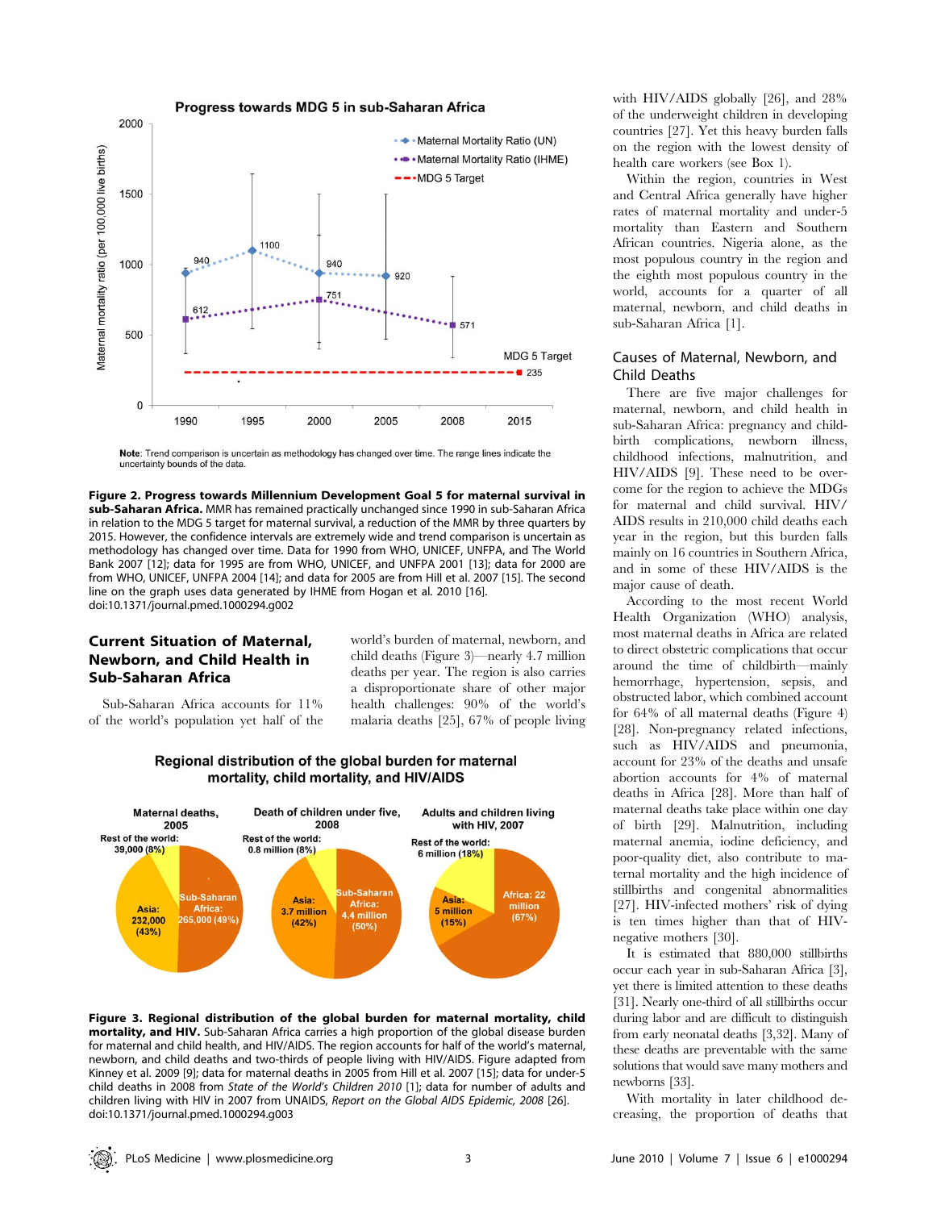**Figure 2. Progress towards Millennium Development Goal 5 for maternal survival in sub-Saharan Africa.** MMR has remained practically unchanged since 1990 in sub-Saharan Africa in relation to the MDG 5 target for maternal survival, a reduction of the MMR by three quarters by 2015. However, the confidence intervals are extremely wide and trend comparison is uncertain as methodology has changed over time. Data for 1990 from WHO, UNICEF, UNFPA, and The World Bank 2007 [12]; data for 1995 are from WHO, UNICEF, and UNFPA 2001 [13]; data for 2000 are from WHO, UNICEF, UNFPA 2004 [14]; and data for 2005 are from Hill et al. 2007 [15]. The second line on the graph uses data generated by IHME from Hogan et al. 2010 [16].
doi:10.1371/journal.pmed.1000294.g002

## Current Situation of Maternal, Newborn, and Child Health in Sub-Saharan Africa

Sub-Saharan Africa accounts for 11% of the world's population yet half of the world's burden of maternal, newborn, and child deaths (Figure 3)—nearly 4.7 million deaths per year. The region is also carries a disproportionate share of other major health challenges: 90% of the world's malaria deaths [25], 67% of people living with HIV/AIDS globally [26], and 28% of the underweight children in developing countries [27]. Yet this heavy burden falls on the region with the lowest density of health care workers (see Box 1).

Within the region, countries in West and Central Africa generally have higher rates of maternal mortality and under-5 mortality than Eastern and Southern African countries. Nigeria alone, as the most populous country in the region and the eighth most populous country in the world, accounts for a quarter of all maternal, newborn, and child deaths in sub-Saharan Africa [1].

**Figure 3. Regional distribution of the global burden for maternal mortality, child mortality, and HIV.** Sub-Saharan Africa carries a high proportion of the global disease burden for maternal and child health, and HIV/AIDS. The region accounts for half of the world's maternal, newborn, and child deaths and two-thirds of people living with HIV/AIDS. Figure adapted from Kinney et al. 2009 [9]; data for maternal deaths in 2005 from Hill et al. 2007 [15]; data for under-5 child deaths in 2008 from *State of the World's Children 2010* [1]; data for number of adults and children living with HIV in 2007 from UNAIDS, *Report on the Global AIDS Epidemic, 2008* [26].
doi:10.1371/journal.pmed.1000294.g003

## Causes of Maternal, Newborn, and Child Deaths

There are five major challenges for maternal, newborn, and child health in sub-Saharan Africa: pregnancy and childbirth complications, newborn illness, childhood infections, malnutrition, and HIV/AIDS [9]. These need to be overcome for the region to achieve the MDGs for maternal and child survival. HIV/AIDS results in 210,000 child deaths each year in the region, but this burden falls mainly on 16 countries in Southern Africa, and in some of these HIV/AIDS is the major cause of death.

According to the most recent World Health Organization (WHO) analysis, most maternal deaths in Africa are related to direct obstetric complications that occur around the time of childbirth—mainly hemorrhage, hypertension, sepsis, and obstructed labor, which combined account for 64% of all maternal deaths (Figure 4) [28]. Non-pregnancy related infections, such as HIV/AIDS and pneumonia, account for 23% of the deaths and unsafe abortion accounts for 4% of maternal deaths in Africa [28]. More than half of maternal deaths take place within one day of birth [29]. Malnutrition, including maternal anemia, iodine deficiency, and poor-quality diet, also contribute to maternal mortality and the high incidence of stillbirths and congenital abnormalities [27]. HIV-infected mothers' risk of dying is ten times higher than that of HIV-negative mothers [30].

It is estimated that 880,000 stillbirths occur each year in sub-Saharan Africa [3], yet there is limited attention to these deaths [31]. Nearly one-third of all stillbirths occur during labor and are difficult to distinguish from early neonatal deaths [3,32]. Many of these deaths are preventable with the same solutions that would save many mothers and newborns [33].

With mortality in later childhood decreasing, the proportion of deaths that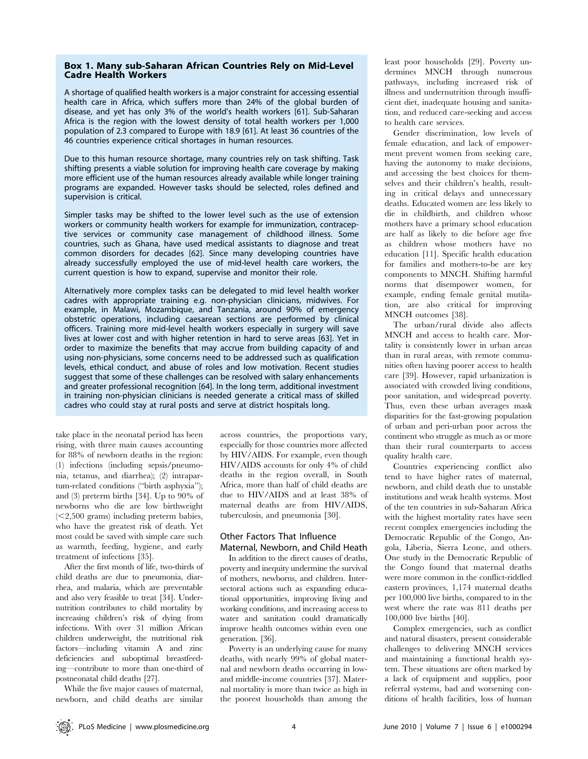### Box 1. Many sub-Saharan African Countries Rely on Mid-Level Cadre Health Workers

A shortage of qualified health workers is a major constraint for accessing essential health care in Africa, which suffers more than 24% of the global burden of disease, and yet has only 3% of the world's health workers [61]. Sub-Saharan Africa is the region with the lowest density of total health workers per 1,000 population of 2.3 compared to Europe with 18.9 [61]. At least 36 countries of the 46 countries experience critical shortages in human resources.

Due to this human resource shortage, many countries rely on task shifting. Task shifting presents a viable solution for improving health care coverage by making more efficient use of the human resources already available while longer training programs are expanded. However tasks should be selected, roles defined and supervision is critical.

Simpler tasks may be shifted to the lower level such as the use of extension workers or community health workers for example for immunization, contraceptive services or community case management of childhood illness. Some countries, such as Ghana, have used medical assistants to diagnose and treat common disorders for decades [62]. Since many developing countries have already successfully employed the use of mid-level health care workers, the current question is how to expand, supervise and monitor their role.

Alternatively more complex tasks can be delegated to mid level health worker cadres with appropriate training e.g. non-physician clinicians, midwives. For example, in Malawi, Mozambique, and Tanzania, around 90% of emergency obstetric operations, including caesarean sections are performed by clinical officers. Training more mid-level health workers especially in surgery will save lives at lower cost and with higher retention in hard to serve areas [63]. Yet in order to maximize the benefits that may accrue from building capacity of and using non-physicians, some concerns need to be addressed such as qualification levels, ethical conduct, and abuse of roles and low motivation. Recent studies suggest that some of these challenges can be resolved with salary enhancements and greater professional recognition [64]. In the long term, additional investment in training non-physician clinicians is needed generate a critical mass of skilled cadres who could stay at rural posts and serve at district hospitals long.

take place in the neonatal period has been rising, with three main causes accounting for 88% of newborn deaths in the region: (1) infections (including sepsis/pneumonia, tetanus, and diarrhea); (2) intrapartum-related conditions ("birth asphyxia"); and (3) preterm births [34]. Up to 90% of newborns who die are low birthweight (<2,500 grams) including preterm babies, who have the greatest risk of death. Yet most could be saved with simple care such as warmth, feeding, hygiene, and early treatment of infections [35].

After the first month of life, two-thirds of child deaths are due to pneumonia, diarrhea, and malaria, which are preventable and also very feasible to treat [34]. Undernutrition contributes to child mortality by increasing children's risk of dying from infections. With over 31 million African children underweight, the nutritional risk factors—including vitamin A and zinc deficiencies and suboptimal breastfeeding—contribute to more than one-third of postneonatal child deaths [27].

While the five major causes of maternal, newborn, and child deaths are similar across countries, the proportions vary, especially for those countries more affected by HIV/AIDS. For example, even though HIV/AIDS accounts for only 4% of child deaths in the region overall, in South Africa, more than half of child deaths are due to HIV/AIDS and at least 38% of maternal deaths are from HIV/AIDS, tuberculosis, and pneumonia [30].

## Other Factors That Influence Maternal, Newborn, and Child Heath

In addition to the direct causes of deaths, poverty and inequity undermine the survival of mothers, newborns, and children. Intersectoral actions such as expanding educational opportunities, improving living and working conditions, and increasing access to water and sanitation could dramatically improve health outcomes within even one generation. [36].

Poverty is an underlying cause for many deaths, with nearly 99% of global maternal and newborn deaths occurring in low- and middle-income countries [37]. Maternal mortality is more than twice as high in the poorest households than among the least poor households [29]. Poverty undermines MNCH through numerous pathways, including increased risk of illness and undernutrition through insufficient diet, inadequate housing and sanitation, and reduced care-seeking and access to health care services.

Gender discrimination, low levels of female education, and lack of empowerment prevent women from seeking care, having the autonomy to make decisions, and accessing the best choices for themselves and their children's health, resulting in critical delays and unnecessary deaths. Educated women are less likely to die in childbirth, and children whose mothers have a primary school education are half as likely to die before age five as children whose mothers have no education [11]. Specific health education for families and mothers-to-be are key components to MNCH. Shifting harmful norms that disempower women, for example, ending female genital mutilation, are also critical for improving MNCH outcomes [38].

The urban/rural divide also affects MNCH and access to health care. Mortality is consistently lower in urban areas than in rural areas, with remote communities often having poorer access to health care [39]. However, rapid urbanization is associated with crowded living conditions, poor sanitation, and widespread poverty. Thus, even these urban averages mask disparities for the fast-growing population of urban and peri-urban poor across the continent who struggle as much as or more than their rural counterparts to access quality health care.

Countries experiencing conflict also tend to have higher rates of maternal, newborn, and child death due to unstable institutions and weak health systems. Most of the ten countries in sub-Saharan Africa with the highest mortality rates have seen recent complex emergencies including the Democratic Republic of the Congo, Angola, Liberia, Sierra Leone, and others. One study in the Democratic Republic of the Congo found that maternal deaths were more common in the conflict-riddled eastern provinces, 1,174 maternal deaths per 100,000 live births, compared to in the west where the rate was 811 deaths per 100,000 live births [40].

Complex emergencies, such as conflict and natural disasters, present considerable challenges to delivering MNCH services and maintaining a functional health system. These situations are often marked by a lack of equipment and supplies, poor referral systems, bad and worsening conditions of health facilities, loss of human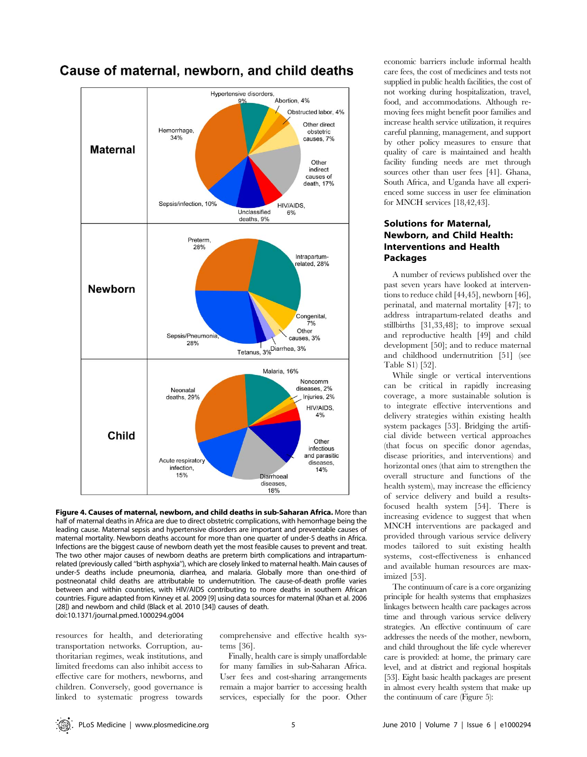Cause of maternal, newborn, and child deaths

| | |
|---|---|
| **Maternal** | Hypertensive disorders, 9%; Abortion, 4%; Obstructed labor, 4%; Other direct obstetric causes, 7%; Other indirect causes of death, 17%; HIV/AIDS, 6%; Unclassified deaths, 9%; Sepsis/infection, 10%; Hemorrhage, 34% |
| **Newborn** | Preterm, 28%; Intrapartum-related, 28%; Congenital, 7%; Other causes, 3%; Diarrhea, 3%; Tetanus, 3%; Sepsis/Pneumonia, 28% |
| **Child** | Malaria, 16%; Noncomm diseases, 2%; Injuries, 2%; HIV/AIDS, 4%; Other infectious and parasitic diseases, 14%; Diarrhoeal diseases, 18%; Acute respiratory infection, 15%; Neonatal deaths, 29% |

**Figure 4. Causes of maternal, newborn, and child deaths in sub-Saharan Africa.** More than half of maternal deaths in Africa are due to direct obstetric complications, with hemorrhage being the leading cause. Maternal sepsis and hypertensive disorders are important and preventable causes of maternal mortality. Newborn deaths account for more than one quarter of under-5 deaths in Africa. Infections are the biggest cause of newborn death yet the most feasible causes to prevent and treat. The two other major causes of newborn deaths are preterm birth complications and intrapartum-related (previously called "birth asphyxia"), which are closely linked to maternal health. Main causes of under-5 deaths include pneumonia, diarrhea, and malaria. Globally more than one-third of postneonatal child deaths are attributable to undernutrition. The cause-of-death profile varies between and within countries, with HIV/AIDS contributing to more deaths in southern African countries. Figure adapted from Kinney et al. 2009 [9] using data sources for maternal (Khan et al. 2006 [28]) and newborn and child (Black et al. 2010 [34]) causes of death.
doi:10.1371/journal.pmed.1000294.g004

resources for health, and deteriorating transportation networks. Corruption, authoritarian regimes, weak institutions, and limited freedoms can also inhibit access to effective care for mothers, newborns, and children. Conversely, good governance is linked to systematic progress towards comprehensive and effective health systems [36].

Finally, health care is simply unaffordable for many families in sub-Saharan Africa. User fees and cost-sharing arrangements remain a major barrier to accessing health services, especially for the poor. Other economic barriers include informal health care fees, the cost of medicines and tests not supplied in public health facilities, the cost of not working during hospitalization, travel, food, and accommodations. Although removing fees might benefit poor families and increase health service utilization, it requires careful planning, management, and support by other policy measures to ensure that quality of care is maintained and health facility funding needs are met through sources other than user fees [41]. Ghana, South Africa, and Uganda have all experienced some success in user fee elimination for MNCH services [18,42,43].

## Solutions for Maternal, Newborn, and Child Health: Interventions and Health Packages

A number of reviews published over the past seven years have looked at interventions to reduce child [44,45], newborn [46], perinatal, and maternal mortality [47]; to address intrapartum-related deaths and stillbirths [31,33,48]; to improve sexual and reproductive health [49] and child development [50]; and to reduce maternal and childhood undernutrition [51] (see Table S1) [52].

While single or vertical interventions can be critical in rapidly increasing coverage, a more sustainable solution is to integrate effective interventions and delivery strategies within existing health system packages [53]. Bridging the artificial divide between vertical approaches (that focus on specific donor agendas, disease priorities, and interventions) and horizontal ones (that aim to strengthen the overall structure and functions of the health system), may increase the efficiency of service delivery and build a results-focused health system [54]. There is increasing evidence to suggest that when MNCH interventions are packaged and provided through various service delivery modes tailored to suit existing health systems, cost-effectiveness is enhanced and available human resources are maximized [53].

The continuum of care is a core organizing principle for health systems that emphasizes linkages between health care packages across time and through various service delivery strategies. An effective continuum of care addresses the needs of the mother, newborn, and child throughout the life cycle wherever care is provided: at home, the primary care level, and at district and regional hospitals [53]. Eight basic health packages are present in almost every health system that make up the continuum of care (Figure 5):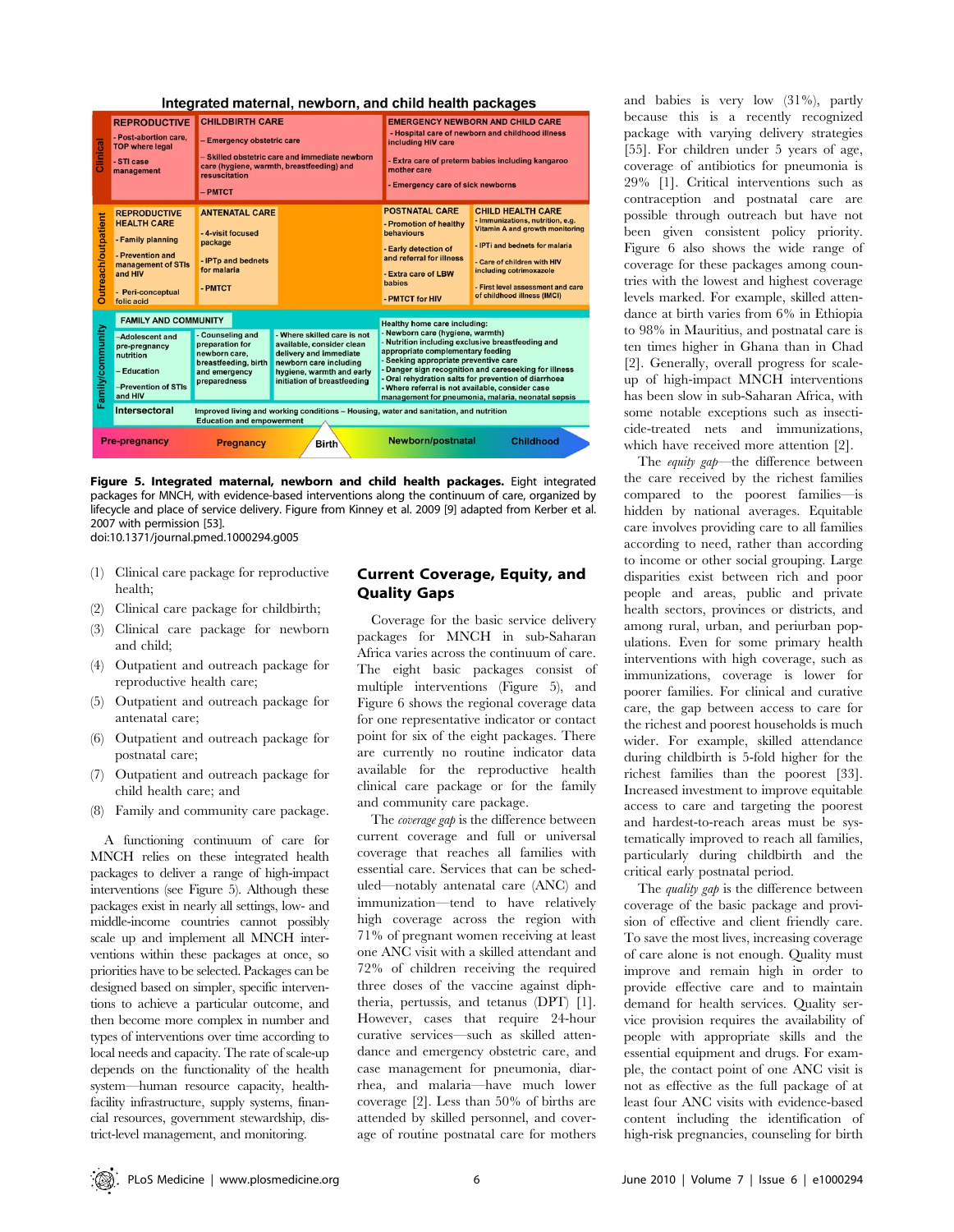**Figure 5. Integrated maternal, newborn and child health packages.** Eight integrated packages for MNCH, with evidence-based interventions along the continuum of care, organized by lifecycle and place of service delivery. Figure from Kinney et al. 2009 [9] adapted from Kerber et al. 2007 with permission [53].
doi:10.1371/journal.pmed.1000294.g005

(1) Clinical care package for reproductive health;
(2) Clinical care package for childbirth;
(3) Clinical care package for newborn and child;
(4) Outpatient and outreach package for reproductive health care;
(5) Outpatient and outreach package for antenatal care;
(6) Outpatient and outreach package for postnatal care;
(7) Outpatient and outreach package for child health care; and
(8) Family and community care package.

A functioning continuum of care for MNCH relies on these integrated health packages to deliver a range of high-impact interventions (see Figure 5). Although these packages exist in nearly all settings, low- and middle-income countries cannot possibly scale up and implement all MNCH interventions within these packages at once, so priorities have to be selected. Packages can be designed based on simpler, specific interventions to achieve a particular outcome, and then become more complex in number and types of interventions over time according to local needs and capacity. The rate of scale-up depends on the functionality of the health system—human resource capacity, health-facility infrastructure, supply systems, financial resources, government stewardship, district-level management, and monitoring.

## Current Coverage, Equity, and Quality Gaps

Coverage for the basic service delivery packages for MNCH in sub-Saharan Africa varies across the continuum of care. The eight basic packages consist of multiple interventions (Figure 5), and Figure 6 shows the regional coverage data for one representative indicator or contact point for six of the eight packages. There are currently no routine indicator data available for the reproductive health clinical care package or for the family and community care package.

The *coverage gap* is the difference between current coverage and full or universal coverage that reaches all families with essential care. Services that can be scheduled—notably antenatal care (ANC) and immunization—tend to have relatively high coverage across the region with 71% of pregnant women receiving at least one ANC visit with a skilled attendant and 72% of children receiving the required three doses of the vaccine against diphtheria, pertussis, and tetanus (DPT) [1]. However, cases that require 24-hour curative services—such as skilled attendance and emergency obstetric care, and case management for pneumonia, diarrhea, and malaria—have much lower coverage [2]. Less than 50% of births are attended by skilled personnel, and coverage of routine postnatal care for mothers and babies is very low (31%), partly because this is a recently recognized package with varying delivery strategies [55]. For children under 5 years of age, coverage of antibiotics for pneumonia is 29% [1]. Critical interventions such as contraception and postnatal care are possible through outreach but have not been given consistent policy priority. Figure 6 also shows the wide range of coverage for these packages among countries with the lowest and highest coverage levels marked. For example, skilled attendance at birth varies from 6% in Ethiopia to 98% in Mauritius, and postnatal care is ten times higher in Ghana than in Chad [2]. Generally, overall progress for scale-up of high-impact MNCH interventions has been slow in sub-Saharan Africa, with some notable exceptions such as insecticide-treated nets and immunizations, which have received more attention [2].

The *equity gap*—the difference between the care received by the richest families compared to the poorest families—is hidden by national averages. Equitable care involves providing care to all families according to need, rather than according to income or other social grouping. Large disparities exist between rich and poor people and areas, public and private health sectors, provinces or districts, and among rural, urban, and periurban populations. Even for some primary health interventions with high coverage, such as immunizations, coverage is lower for poorer families. For clinical and curative care, the gap between access to care for the richest and poorest households is much wider. For example, skilled attendance during childbirth is 5-fold higher for the richest families than the poorest [33]. Increased investment to improve equitable access to care and targeting the poorest and hardest-to-reach areas must be systematically improved to reach all families, particularly during childbirth and the critical early postnatal period.

The *quality gap* is the difference between coverage of the basic package and provision of effective and client friendly care. To save the most lives, increasing coverage of care alone is not enough. Quality must improve and remain high in order to provide effective care and to maintain demand for health services. Quality service provision requires the availability of people with appropriate skills and the essential equipment and drugs. For example, the contact point of one ANC visit is not as effective as the full package of at least four ANC visits with evidence-based content including the identification of high-risk pregnancies, counseling for birth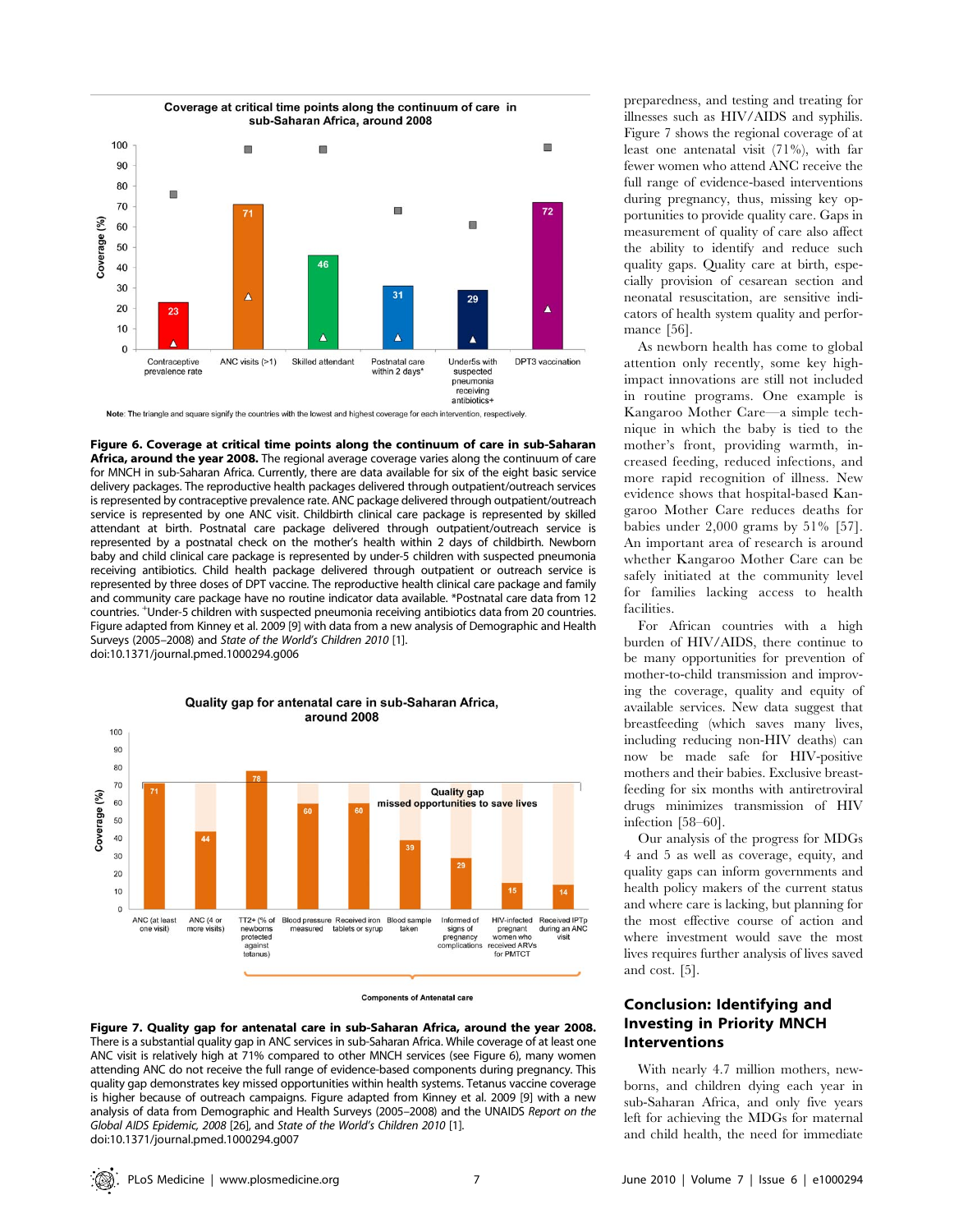**Figure 6. Coverage at critical time points along the continuum of care in sub-Saharan Africa, around the year 2008.** The regional average coverage varies along the continuum of care for MNCH in sub-Saharan Africa. Currently, there are data available for six of the eight basic service delivery packages. The reproductive health packages delivered through outpatient/outreach services is represented by contraceptive prevalence rate. ANC package delivered through outpatient/outreach service is represented by one ANC visit. Childbirth clinical care package is represented by skilled attendant at birth. Postnatal care package delivered through outpatient/outreach service is represented by a postnatal check on the mother's health within 2 days of childbirth. Newborn baby and child clinical care package is represented by under-5 children with suspected pneumonia receiving antibiotics. Child health package delivered through outpatient or outreach service is represented by three doses of DPT vaccine. The reproductive health clinical care package and family and community care package have no routine indicator data available. *Postnatal care data from 12 countries. [+]Under-5 children with suspected pneumonia receiving antibiotics data from 20 countries. Figure adapted from Kinney et al. 2009 [9] with data from a new analysis of Demographic and Health Surveys (2005–2008) and *State of the World's Children 2010* [1].
doi:10.1371/journal.pmed.1000294.g006

**Figure 7. Quality gap for antenatal care in sub-Saharan Africa, around the year 2008.** There is a substantial quality gap in ANC services in sub-Saharan Africa. While coverage of at least one ANC visit is relatively high at 71% compared to other MNCH services (see Figure 6), many women attending ANC do not receive the full range of evidence-based components during pregnancy. This quality gap demonstrates key missed opportunities within health systems. Tetanus vaccine coverage is higher because of outreach campaigns. Figure adapted from Kinney et al. 2009 [9] with a new analysis of data from Demographic and Health Surveys (2005–2008) and the UNAIDS *Report on the Global AIDS Epidemic, 2008* [26], and *State of the World's Children 2010* [1].
doi:10.1371/journal.pmed.1000294.g007

preparedness, and testing and treating for illnesses such as HIV/AIDS and syphilis. Figure 7 shows the regional coverage of at least one antenatal visit (71%), with far fewer women who attend ANC receive the full range of evidence-based interventions during pregnancy, thus, missing key opportunities to provide quality care. Gaps in measurement of quality of care also affect the ability to identify and reduce such quality gaps. Quality care at birth, especially provision of cesarean section and neonatal resuscitation, are sensitive indicators of health system quality and performance [56].

As newborn health has come to global attention only recently, some key high-impact innovations are still not included in routine programs. One example is Kangaroo Mother Care—a simple technique in which the baby is tied to the mother's front, providing warmth, increased feeding, reduced infections, and more rapid recognition of illness. New evidence shows that hospital-based Kangaroo Mother Care reduces deaths for babies under 2,000 grams by 51% [57]. An important area of research is around whether Kangaroo Mother Care can be safely initiated at the community level for families lacking access to health facilities.

For African countries with a high burden of HIV/AIDS, there continue to be many opportunities for prevention of mother-to-child transmission and improving the coverage, quality and equity of available services. New data suggest that breastfeeding (which saves many lives, including reducing non-HIV deaths) can now be made safe for HIV-positive mothers and their babies. Exclusive breastfeeding for six months with antiretroviral drugs minimizes transmission of HIV infection [58–60].

Our analysis of the progress for MDGs 4 and 5 as well as coverage, equity, and quality gaps can inform governments and health policy makers of the current status and where care is lacking, but planning for the most effective course of action and where investment would save the most lives requires further analysis of lives saved and cost. [5].

## Conclusion: Identifying and Investing in Priority MNCH Interventions

With nearly 4.7 million mothers, newborns, and children dying each year in sub-Saharan Africa, and only five years left for achieving the MDGs for maternal and child health, the need for immediate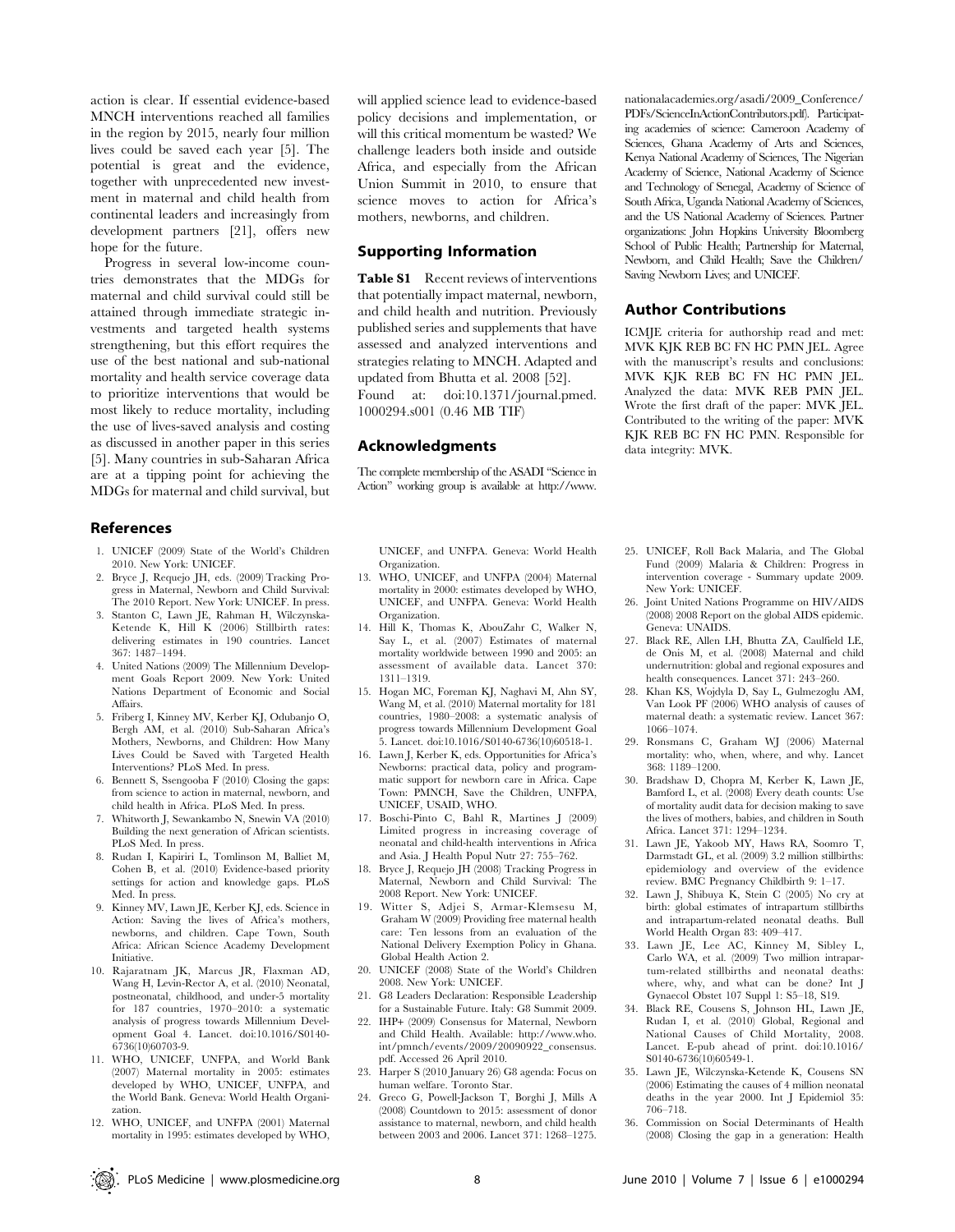action is clear. If essential evidence-based MNCH interventions reached all families in the region by 2015, nearly four million lives could be saved each year [5]. The potential is great and the evidence, together with unprecedented new investment in maternal and child health from continental leaders and increasingly from development partners [21], offers new hope for the future.

Progress in several low-income countries demonstrates that the MDGs for maternal and child survival could still be attained through immediate strategic investments and targeted health systems strengthening, but this effort requires the use of the best national and sub-national mortality and health service coverage data to prioritize interventions that would be most likely to reduce mortality, including the use of lives-saved analysis and costing as discussed in another paper in this series [5]. Many countries in sub-Saharan Africa are at a tipping point for achieving the MDGs for maternal and child survival, but will applied science lead to evidence-based policy decisions and implementation, or will this critical momentum be wasted? We challenge leaders both inside and outside Africa, and especially from the African Union Summit in 2010, to ensure that science moves to action for Africa's mothers, newborns, and children.

## Supporting Information

**Table S1** Recent reviews of interventions that potentially impact maternal, newborn, and child health and nutrition. Previously published series and supplements that have assessed and analyzed interventions and strategies relating to MNCH. Adapted and updated from Bhutta et al. 2008 [52].
Found at: doi:10.1371/journal.pmed.1000294.s001 (0.46 MB TIF)

## Acknowledgments

The complete membership of the ASADI "Science in Action" working group is available at http://www.nationalacademies.org/asadi/2009_Conference/PDFs/ScienceInActionContributors.pdf). Participating academies of science: Cameroon Academy of Sciences, Ghana Academy of Arts and Sciences, Kenya National Academy of Sciences, The Nigerian Academy of Science, National Academy of Science and Technology of Senegal, Academy of Science of South Africa, Uganda National Academy of Sciences, and the US National Academy of Sciences. Partner organizations: John Hopkins University Bloomberg School of Public Health; Partnership for Maternal, Newborn, and Child Health; Save the Children/Saving Newborn Lives; and UNICEF.

## Author Contributions

ICMJE criteria for authorship read and met: MVK KJK REB BC FN HC PMN JEL. Agree with the manuscript's results and conclusions: MVK KJK REB BC FN HC PMN JEL. Analyzed the data: MVK REB PMN JEL. Wrote the first draft of the paper: MVK JEL. Contributed to the writing of the paper: MVK KJK REB BC FN HC PMN. Responsible for data integrity: MVK.

## References

1. UNICEF (2009) State of the World's Children 2010. New York: UNICEF.
2. Bryce J, Requejo JH, eds. (2009) Tracking Progress in Maternal, Newborn and Child Survival: The 2010 Report. New York: UNICEF. In press.
3. Stanton C, Lawn JE, Rahman H, Wilczynska-Ketende K, Hill K (2006) Stillbirth rates: delivering estimates in 190 countries. Lancet 367: 1487–1494.
4. United Nations (2009) The Millennium Development Goals Report 2009. New York: United Nations Department of Economic and Social Affairs.
5. Friberg I, Kinney MV, Kerber KJ, Odubanjo O, Bergh AM, et al. (2010) Sub-Saharan Africa's Mothers, Newborns, and Children: How Many Lives Could be Saved with Targeted Health Interventions? PLoS Med. In press.
6. Bennett S, Ssengooba F (2010) Closing the gaps: from science to action in maternal, newborn, and child health in Africa. PLoS Med. In press.
7. Whitworth J, Sewankambo N, Snewin VA (2010) Building the next generation of African scientists. PLoS Med. In press.
8. Rudan I, Kapiriri L, Tomlinson M, Balliet M, Cohen B, et al. (2010) Evidence-based priority settings for action and knowledge gaps. PLoS Med. In press.
9. Kinney MV, Lawn JE, Kerber KJ, eds. Science in Action: Saving the lives of Africa's mothers, newborns, and children. Cape Town, South Africa: African Science Academy Development Initiative.
10. Rajaratnam JK, Marcus JR, Flaxman AD, Wang H, Levin-Rector A, et al. (2010) Neonatal, postneonatal, childhood, and under-5 mortality for 187 countries, 1970–2010: a systematic analysis of progress towards Millennium Development Goal 4. Lancet. doi:10.1016/S0140-6736(10)60703-9.
11. WHO, UNICEF, UNFPA, and World Bank (2007) Maternal mortality in 2005: estimates developed by WHO, UNICEF, UNFPA, and the World Bank. Geneva: World Health Organization.
12. WHO, UNICEF, and UNFPA (2001) Maternal mortality in 1995: estimates developed by WHO, UNICEF, and UNFPA. Geneva: World Health Organization.
13. WHO, UNICEF, and UNFPA (2004) Maternal mortality in 2000: estimates developed by WHO, UNICEF, and UNFPA. Geneva: World Health Organization.
14. Hill K, Thomas K, AbouZahr C, Walker N, Say L, et al. (2007) Estimates of maternal mortality worldwide between 1990 and 2005: an assessment of available data. Lancet 370: 1311–1319.
15. Hogan MC, Foreman KJ, Naghavi M, Ahn SY, Wang M, et al. (2010) Maternal mortality for 181 countries, 1980–2008: a systematic analysis of progress towards Millennium Development Goal 5. Lancet. doi:10.1016/S0140-6736(10)60518-1.
16. Lawn J, Kerber K, eds. Opportunities for Africa's Newborns: practical data, policy and programmatic support for newborn care in Africa. Cape Town: PMNCH, Save the Children, UNFPA, UNICEF, USAID, WHO.
17. Boschi-Pinto C, Bahl R, Martines J (2009) Limited progress in increasing coverage of neonatal and child-health interventions in Africa and Asia. J Health Popul Nutr 27: 755–762.
18. Bryce J, Requejo JH (2008) Tracking Progress in Maternal, Newborn and Child Survival: The 2008 Report. New York: UNICEF.
19. Witter S, Adjei S, Armar-Klemsesu M, Graham W (2009) Providing free maternal health care: Ten lessons from an evaluation of the National Delivery Exemption Policy in Ghana. Global Health Action 2.
20. UNICEF (2008) State of the World's Children 2008. New York: UNICEF.
21. G8 Leaders Declaration: Responsible Leadership for a Sustainable Future. Italy: G8 Summit 2009.
22. IHP+ (2009) Consensus for Maternal, Newborn and Child Health. Available: http://www.who.int/pmnch/events/2009/20090922_consensus.pdf. Accessed 26 April 2010.
23. Harper S (2010 January 26) G8 agenda: Focus on human welfare. Toronto Star.
24. Greco G, Powell-Jackson T, Borghi J, Mills A (2008) Countdown to 2015: assessment of donor assistance to maternal, newborn, and child health between 2003 and 2006. Lancet 371: 1268–1275.
25. UNICEF, Roll Back Malaria, and The Global Fund (2009) Malaria & Children: Progress in intervention coverage - Summary update 2009. New York: UNICEF.
26. Joint United Nations Programme on HIV/AIDS (2008) 2008 Report on the global AIDS epidemic. Geneva: UNAIDS.
27. Black RE, Allen LH, Bhutta ZA, Caulfield LE, de Onis M, et al. (2008) Maternal and child undernutrition: global and regional exposures and health consequences. Lancet 371: 243–260.
28. Khan KS, Wojdyla D, Say L, Gulmezoglu AM, Van Look PF (2006) WHO analysis of causes of maternal death: a systematic review. Lancet 367: 1066–1074.
29. Ronsmans C, Graham WJ (2006) Maternal mortality: who, when, where, and why. Lancet 368: 1189–1200.
30. Bradshaw D, Chopra M, Kerber K, Lawn JE, Bamford L, et al. (2008) Every death counts: Use of mortality audit data for decision making to save the lives of mothers, babies, and children in South Africa. Lancet 371: 1294–1304.
31. Lawn JE, Yakoob MY, Haws RA, Soomro T, Darmstadt GL, et al. (2009) 3.2 million stillbirths: epidemiology and overview of the evidence review. BMC Pregnancy Childbirth 9: 1–17.
32. Lawn J, Shibuya K, Stein C (2005) No cry at birth: global estimates of intrapartum stillbirths and intrapartum-related neonatal deaths. Bull World Health Organ 83: 409–417.
33. Lawn JE, Lee AC, Kinney M, Sibley L, Carlo WA, et al. (2009) Two million intrapartum-related stillbirths and neonatal deaths: where, why, and what can be done? Int J Gynaecol Obstet 107 Suppl 1: S5–18, S19.
34. Black RE, Cousens S, Johnson HL, Lawn JE, Rudan I, et al. (2010) Global, Regional and National Causes of Child Mortality, 2008. Lancet. E-pub ahead of print. doi:10.1016/S0140-6736(10)60549-1.
35. Lawn JE, Wilczynska-Ketende K, Cousens SN (2006) Estimating the causes of 4 million neonatal deaths in the year 2000. Int J Epidemiol 35: 706–718.
36. Commission on Social Determinants of Health (2008) Closing the gap in a generation: Health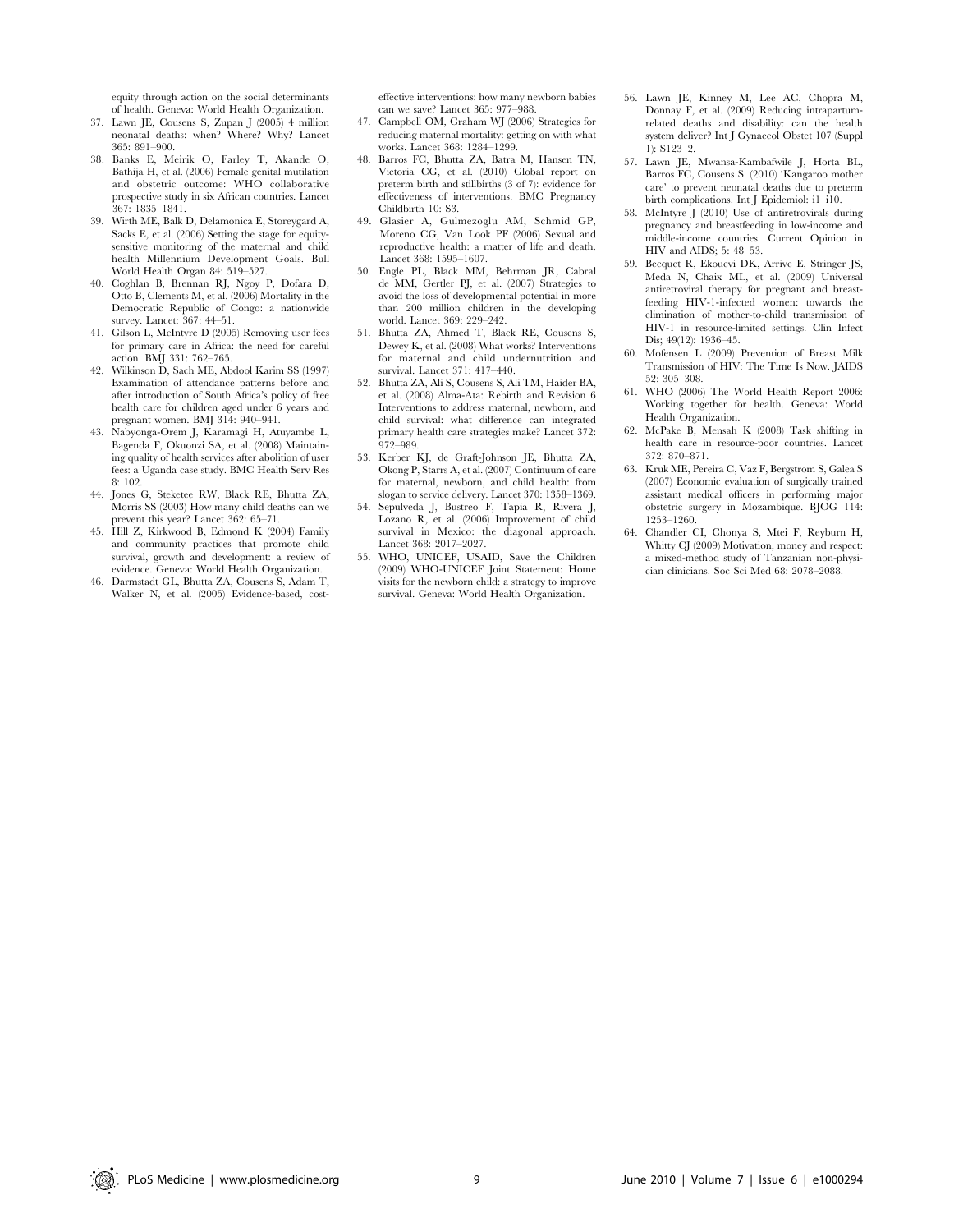equity through action on the social determinants of health. Geneva: World Health Organization.

37. Lawn JE, Cousens S, Zupan J (2005) 4 million neonatal deaths: when? Where? Why? Lancet 365: 891–900.
38. Banks E, Meirik O, Farley T, Akande O, Bathija H, et al. (2006) Female genital mutilation and obstetric outcome: WHO collaborative prospective study in six African countries. Lancet 367: 1835–1841.
39. Wirth ME, Balk D, Delamonica E, Storeygard A, Sacks E, et al. (2006) Setting the stage for equity-sensitive monitoring of the maternal and child health Millennium Development Goals. Bull World Health Organ 84: 519–527.
40. Coghlan B, Brennan RJ, Ngoy P, Dofara D, Otto B, Clements M, et al. (2006) Mortality in the Democratic Republic of Congo: a nationwide survey. Lancet: 367: 44–51.
41. Gilson L, McIntyre D (2005) Removing user fees for primary care in Africa: the need for careful action. BMJ 331: 762–765.
42. Wilkinson D, Sach ME, Abdool Karim SS (1997) Examination of attendance patterns before and after introduction of South Africa's policy of free health care for children aged under 6 years and pregnant women. BMJ 314: 940–941.
43. Nabyonga-Orem J, Karamagi H, Atuyambe L, Bagenda F, Okuonzi SA, et al. (2008) Maintaining quality of health services after abolition of user fees: a Uganda case study. BMC Health Serv Res 8: 102.
44. Jones G, Steketee RW, Black RE, Bhutta ZA, Morris SS (2003) How many child deaths can we prevent this year? Lancet 362: 65–71.
45. Hill Z, Kirkwood B, Edmond K (2004) Family and community practices that promote child survival, growth and development: a review of evidence. Geneva: World Health Organization.
46. Darmstadt GL, Bhutta ZA, Cousens S, Adam T, Walker N, et al. (2005) Evidence-based, cost-effective interventions: how many newborn babies can we save? Lancet 365: 977–988.
47. Campbell OM, Graham WJ (2006) Strategies for reducing maternal mortality: getting on with what works. Lancet 368: 1284–1299.
48. Barros FC, Bhutta ZA, Batra M, Hansen TN, Victoria CG, et al. (2010) Global report on preterm birth and stillbirths (3 of 7): evidence for effectiveness of interventions. BMC Pregnancy Childbirth 10: S3.
49. Glasier A, Gulmezoglu AM, Schmid GP, Moreno CG, Van Look PF (2006) Sexual and reproductive health: a matter of life and death. Lancet 368: 1595–1607.
50. Engle PL, Black MM, Behrman JR, Cabral de MM, Gertler PJ, et al. (2007) Strategies to avoid the loss of developmental potential in more than 200 million children in the developing world. Lancet 369: 229–242.
51. Bhutta ZA, Ahmed T, Black RE, Cousens S, Dewey K, et al. (2008) What works? Interventions for maternal and child undernutrition and survival. Lancet 371: 417–440.
52. Bhutta ZA, Ali S, Cousens S, Ali TM, Haider BA, et al. (2008) Alma-Ata: Rebirth and Revision 6 Interventions to address maternal, newborn, and child survival: what difference can integrated primary health care strategies make? Lancet 372: 972–989.
53. Kerber KJ, de Graft-Johnson JE, Bhutta ZA, Okong P, Starrs A, et al. (2007) Continuum of care for maternal, newborn, and child health: from slogan to service delivery. Lancet 370: 1358–1369.
54. Sepulveda J, Bustreo F, Tapia R, Rivera J, Lozano R, et al. (2006) Improvement of child survival in Mexico: the diagonal approach. Lancet 368: 2017–2027.
55. WHO, UNICEF, USAID, Save the Children (2009) WHO-UNICEF Joint Statement: Home visits for the newborn child: a strategy to improve survival. Geneva: World Health Organization.
56. Lawn JE, Kinney M, Lee AC, Chopra M, Donnay F, et al. (2009) Reducing intrapartum-related deaths and disability: can the health system deliver? Int J Gynaecol Obstet 107 (Suppl 1): S123–2.
57. Lawn JE, Mwansa-Kambafwile J, Horta BL, Barros FC, Cousens S. (2010) 'Kangaroo mother care' to prevent neonatal deaths due to preterm birth complications. Int J Epidemiol: i1–i10.
58. McIntyre J (2010) Use of antiretrovirals during pregnancy and breastfeeding in low-income and middle-income countries. Current Opinion in HIV and AIDS; 5: 48–53.
59. Becquet R, Ekouevi DK, Arrive E, Stringer JS, Meda N, Chaix ML, et al. (2009) Universal antiretroviral therapy for pregnant and breast-feeding HIV-1-infected women: towards the elimination of mother-to-child transmission of HIV-1 in resource-limited settings. Clin Infect Dis; 49(12): 1936–45.
60. Mofensen L (2009) Prevention of Breast Milk Transmission of HIV: The Time Is Now. JAIDS 52: 305–308.
61. WHO (2006) The World Health Report 2006: Working together for health. Geneva: World Health Organization.
62. McPake B, Mensah K (2008) Task shifting in health care in resource-poor countries. Lancet 372: 870–871.
63. Kruk ME, Pereira C, Vaz F, Bergstrom S, Galea S (2007) Economic evaluation of surgically trained assistant medical officers in performing major obstetric surgery in Mozambique. BJOG 114: 1253–1260.
64. Chandler CI, Chonya S, Mtei F, Reyburn H, Whitty CJ (2009) Motivation, money and respect: a mixed-method study of Tanzanian non-physician clinicians. Soc Sci Med 68: 2078–2088.